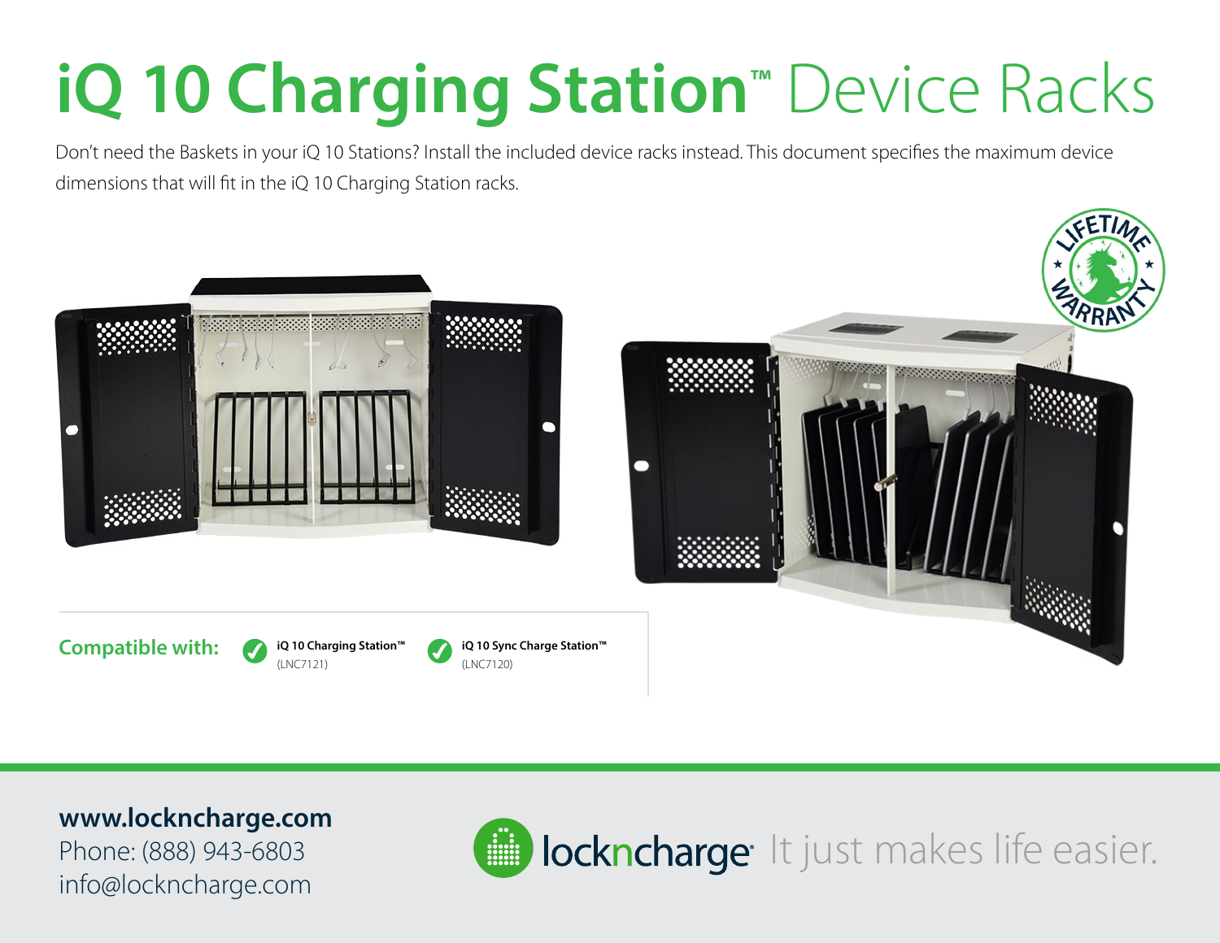# iQ 10 Charging Station™ Device Racks

Don't need the Baskets in your iQ 10 Stations? Install the included device racks instead. This document specifies the maximum device dimensions that will fit in the iQ 10 Charging Station racks.

**Compatible with:**

- **iQ 10 Charging Station™** (LNC7121)
- **iQ 10 Sync Charge Station™** (LNC7120)

**www.lockncharge.com**
Phone: (888) 943-6803
info@lockncharge.com

lockncharge It just makes life easier.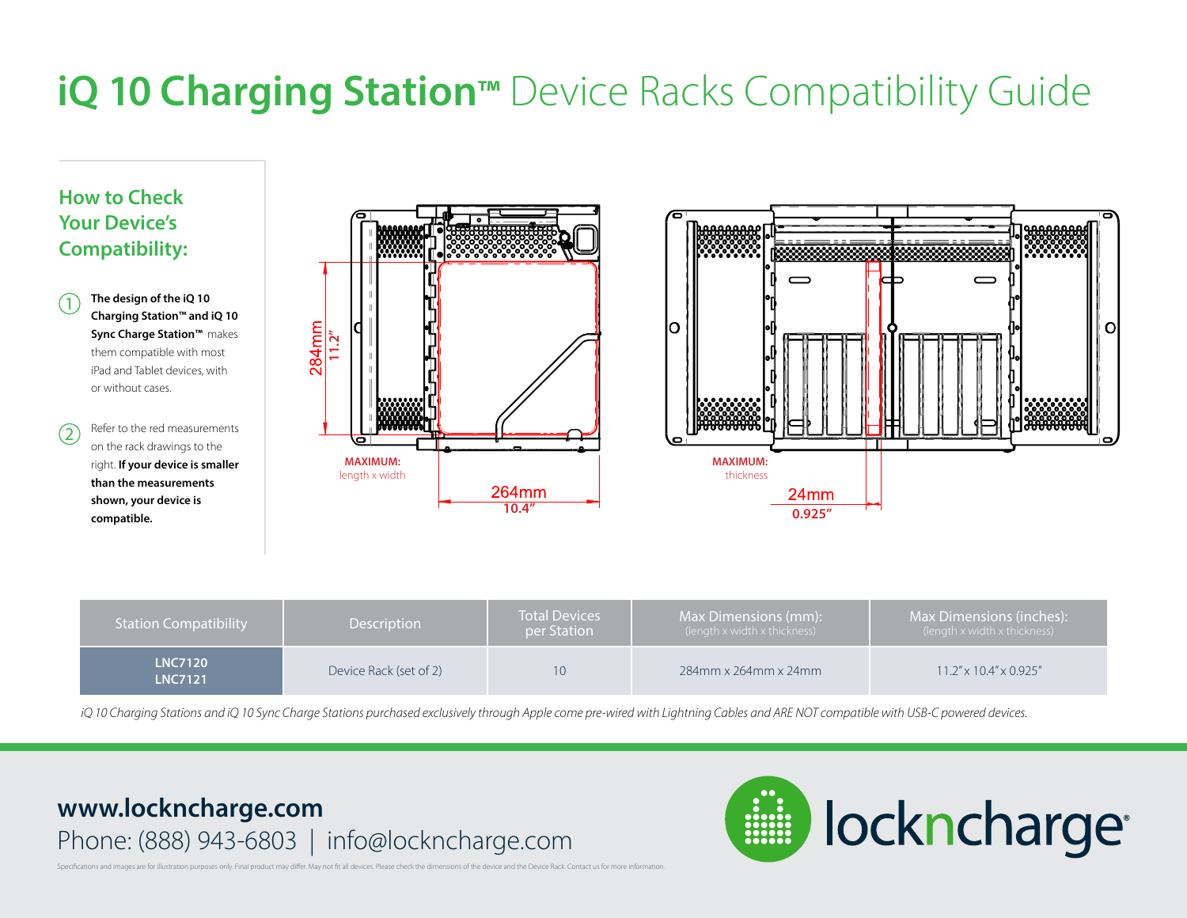# **iQ 10 Charging Station™** Device Racks Compatibility Guide

## How to Check Your Device's Compatibility:

1. **The design of the iQ 10 Charging Station™ and iQ 10 Sync Charge Station™** makes them compatible with most iPad and Tablet devices, with or without cases.

2. Refer to the red measurements on the rack drawings to the right. **If your device is smaller than the measurements shown, your device is compatible.**

284mm
11.2"

**MAXIMUM:**
length x width

264mm
10.4"

**MAXIMUM:**
thickness

24mm
0.925"

| Station Compatibility | Description | Total Devices per Station | Max Dimensions (mm): (length x width x thickness) | Max Dimensions (inches): (length x width x thickness) |
|---|---|---|---|---|
| **LNC7120 LNC7121** | Device Rack (set of 2) | 10 | 284mm x 264mm x 24mm | 11.2" x 10.4" x 0.925" |

*iQ 10 Charging Stations and iQ 10 Sync Charge Stations purchased exclusively through Apple come pre-wired with Lightning Cables and ARE NOT compatible with USB-C powered devices.*

**www.lockncharge.com**
Phone: (888) 943-6803 | info@lockncharge.com

Specifications and images are for illustration purposes only. Final product may differ. May not fit all devices. Please check the dimensions of the device and the Device Rack. Contact us for more information.

lockncharge®